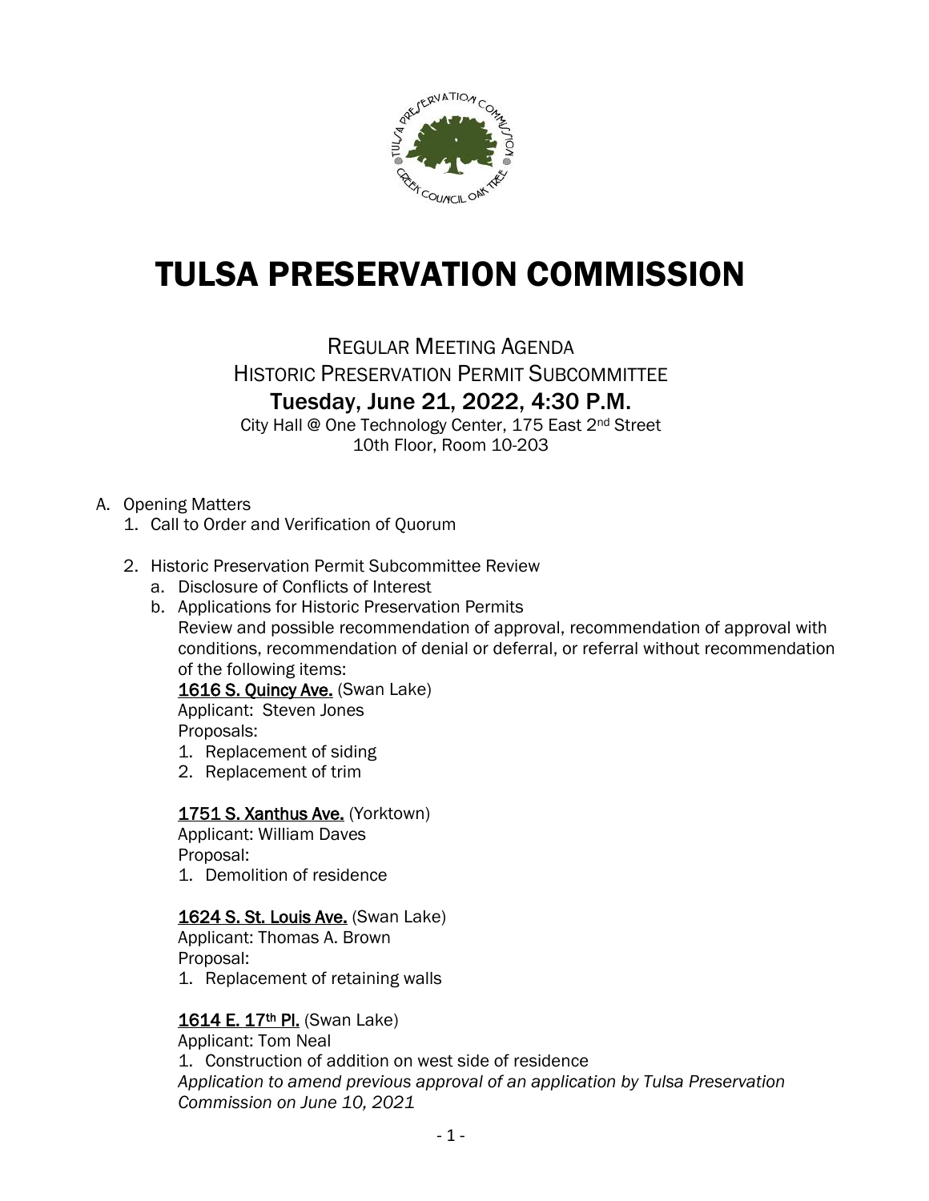# TULSA PRESERVATION COMMISSION

REGULAR MEETING AGENDA
HISTORIC PRESERVATION PERMIT SUBCOMMITTEE
**Tuesday, June 21, 2022, 4:30 P.M.**
City Hall @ One Technology Center, 175 East 2nd Street
10th Floor, Room 10-203

A. Opening Matters
   1. Call to Order and Verification of Quorum

   2. Historic Preservation Permit Subcommittee Review
      a. Disclosure of Conflicts of Interest
      b. Applications for Historic Preservation Permits
         Review and possible recommendation of approval, recommendation of approval with conditions, recommendation of denial or deferral, or referral without recommendation of the following items:

         **1616 S. Quincy Ave.** (Swan Lake)
         Applicant: Steven Jones
         Proposals:
         1. Replacement of siding
         2. Replacement of trim

         **1751 S. Xanthus Ave.** (Yorktown)
         Applicant: William Daves
         Proposal:
         1. Demolition of residence

         **1624 S. St. Louis Ave.** (Swan Lake)
         Applicant: Thomas A. Brown
         Proposal:
         1. Replacement of retaining walls

         **1614 E. 17th Pl.** (Swan Lake)
         Applicant: Tom Neal
         1. Construction of addition on west side of residence
         *Application to amend previous approval of an application by Tulsa Preservation Commission on June 10, 2021*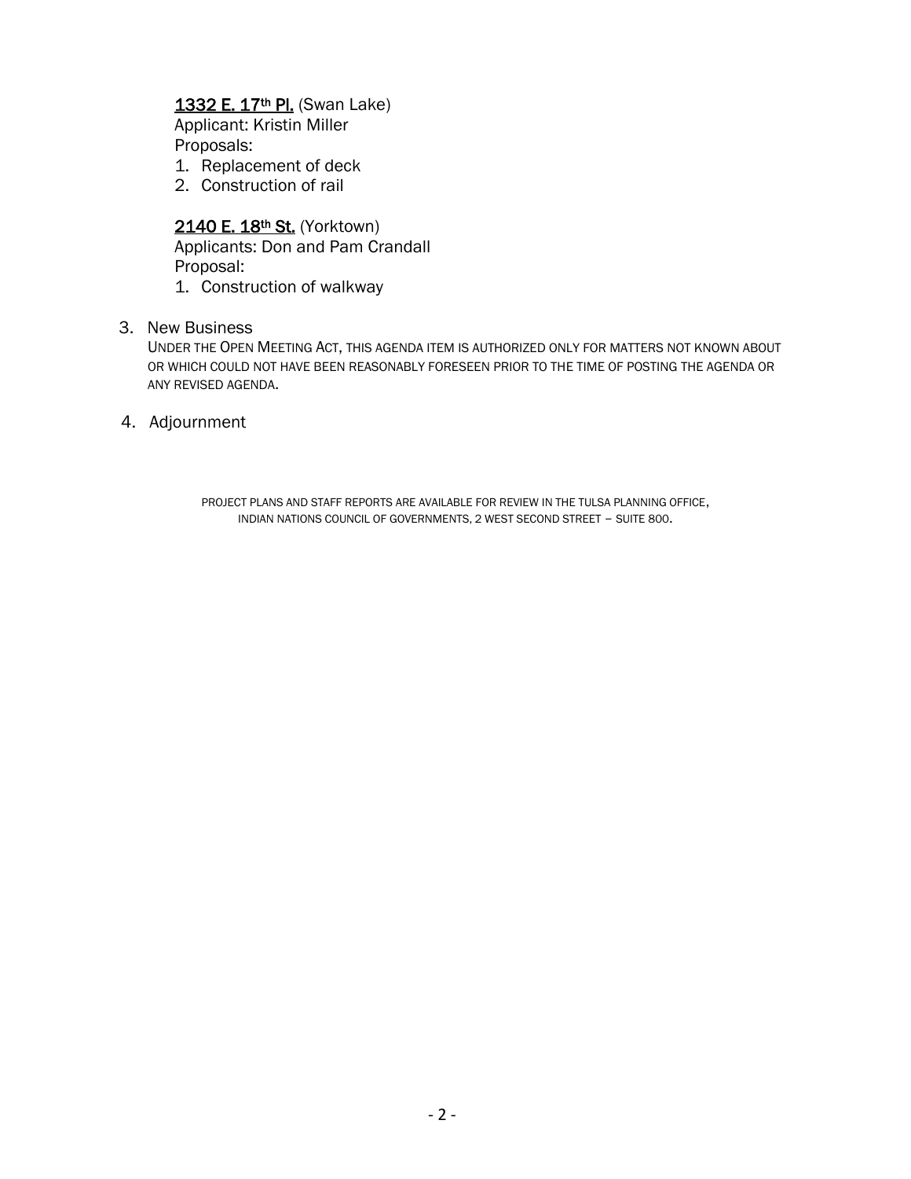**1332 E. 17th Pl.** (Swan Lake)
Applicant: Kristin Miller
Proposals:
1. Replacement of deck
2. Construction of rail

**2140 E. 18th St.** (Yorktown)
Applicants: Don and Pam Crandall
Proposal:
1. Construction of walkway

3. New Business

UNDER THE OPEN MEETING ACT, THIS AGENDA ITEM IS AUTHORIZED ONLY FOR MATTERS NOT KNOWN ABOUT OR WHICH COULD NOT HAVE BEEN REASONABLY FORESEEN PRIOR TO THE TIME OF POSTING THE AGENDA OR ANY REVISED AGENDA.

4. Adjournment

PROJECT PLANS AND STAFF REPORTS ARE AVAILABLE FOR REVIEW IN THE TULSA PLANNING OFFICE, INDIAN NATIONS COUNCIL OF GOVERNMENTS, 2 WEST SECOND STREET – SUITE 800.